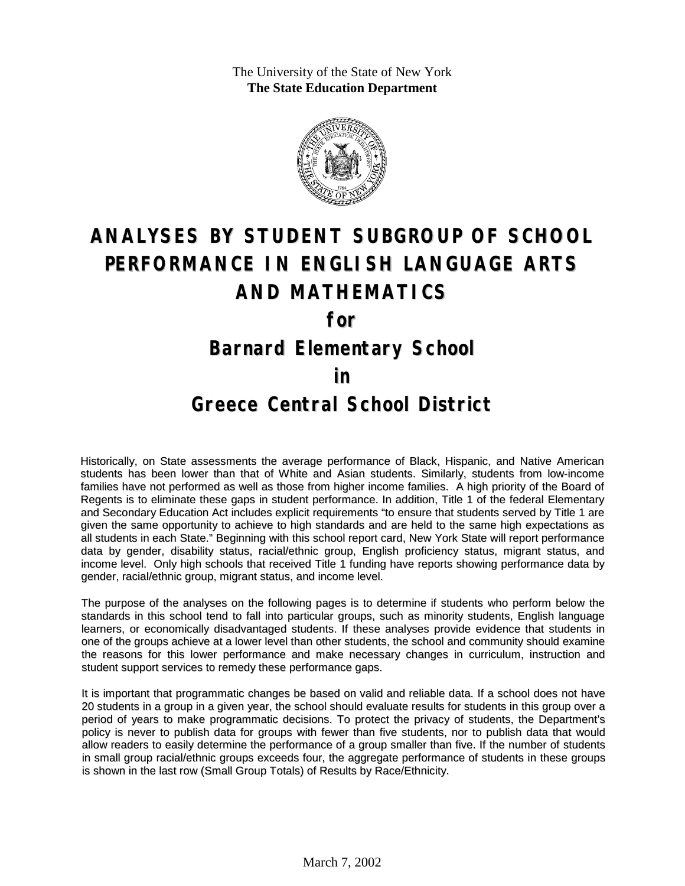The University of the State of New York
**The State Education Department**

# ANALYSES BY STUDENT SUBGROUP OF SCHOOL PERFORMANCE IN ENGLISH LANGUAGE ARTS AND MATHEMATICS

## for

## Barnard Elementary School

## in

## Greece Central School District

Historically, on State assessments the average performance of Black, Hispanic, and Native American students has been lower than that of White and Asian students. Similarly, students from low-income families have not performed as well as those from higher income families. A high priority of the Board of Regents is to eliminate these gaps in student performance. In addition, Title 1 of the federal Elementary and Secondary Education Act includes explicit requirements "to ensure that students served by Title 1 are given the same opportunity to achieve to high standards and are held to the same high expectations as all students in each State." Beginning with this school report card, New York State will report performance data by gender, disability status, racial/ethnic group, English proficiency status, migrant status, and income level. Only high schools that received Title 1 funding have reports showing performance data by gender, racial/ethnic group, migrant status, and income level.

The purpose of the analyses on the following pages is to determine if students who perform below the standards in this school tend to fall into particular groups, such as minority students, English language learners, or economically disadvantaged students. If these analyses provide evidence that students in one of the groups achieve at a lower level than other students, the school and community should examine the reasons for this lower performance and make necessary changes in curriculum, instruction and student support services to remedy these performance gaps.

It is important that programmatic changes be based on valid and reliable data. If a school does not have 20 students in a group in a given year, the school should evaluate results for students in this group over a period of years to make programmatic decisions. To protect the privacy of students, the Department's policy is never to publish data for groups with fewer than five students, nor to publish data that would allow readers to easily determine the performance of a group smaller than five. If the number of students in small group racial/ethnic groups exceeds four, the aggregate performance of students in these groups is shown in the last row (Small Group Totals) of Results by Race/Ethnicity.

March 7, 2002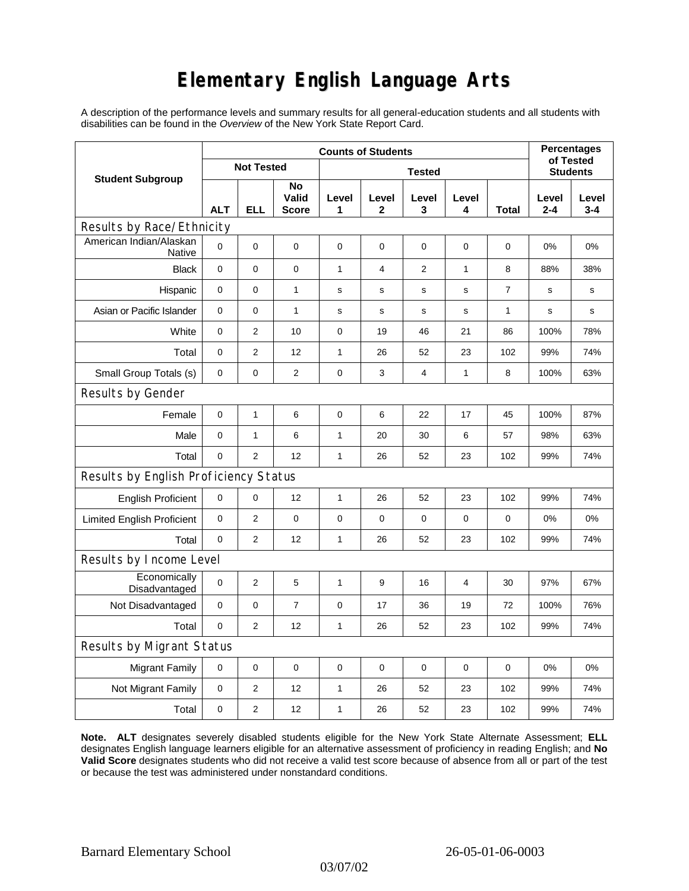# Elementary English Language Arts

A description of the performance levels and summary results for all general-education students and all students with disabilities can be found in the *Overview* of the New York State Report Card.

| Student Subgroup | Counts of Students | | | | | | | | Percentages of Tested Students | |
|---|---|---|---|---|---|---|---|---|---|---|
| | Not Tested | | | Tested | | | | | | |
| | ALT | ELL | No Valid Score | Level 1 | Level 2 | Level 3 | Level 4 | Total | Level 2-4 | Level 3-4 |
| **Results by Race/Ethnicity** | | | | | | | | | | |
| American Indian/Alaskan Native | 0 | 0 | 0 | 0 | 0 | 0 | 0 | 0 | 0% | 0% |
| Black | 0 | 0 | 0 | 1 | 4 | 2 | 1 | 8 | 88% | 38% |
| Hispanic | 0 | 0 | 1 | s | s | s | s | 7 | s | s |
| Asian or Pacific Islander | 0 | 0 | 1 | s | s | s | s | 1 | s | s |
| White | 0 | 2 | 10 | 0 | 19 | 46 | 21 | 86 | 100% | 78% |
| Total | 0 | 2 | 12 | 1 | 26 | 52 | 23 | 102 | 99% | 74% |
| Small Group Totals (s) | 0 | 0 | 2 | 0 | 3 | 4 | 1 | 8 | 100% | 63% |
| **Results by Gender** | | | | | | | | | | |
| Female | 0 | 1 | 6 | 0 | 6 | 22 | 17 | 45 | 100% | 87% |
| Male | 0 | 1 | 6 | 1 | 20 | 30 | 6 | 57 | 98% | 63% |
| Total | 0 | 2 | 12 | 1 | 26 | 52 | 23 | 102 | 99% | 74% |
| **Results by English Proficiency Status** | | | | | | | | | | |
| English Proficient | 0 | 0 | 12 | 1 | 26 | 52 | 23 | 102 | 99% | 74% |
| Limited English Proficient | 0 | 2 | 0 | 0 | 0 | 0 | 0 | 0 | 0% | 0% |
| Total | 0 | 2 | 12 | 1 | 26 | 52 | 23 | 102 | 99% | 74% |
| **Results by Income Level** | | | | | | | | | | |
| Economically Disadvantaged | 0 | 2 | 5 | 1 | 9 | 16 | 4 | 30 | 97% | 67% |
| Not Disadvantaged | 0 | 0 | 7 | 0 | 17 | 36 | 19 | 72 | 100% | 76% |
| Total | 0 | 2 | 12 | 1 | 26 | 52 | 23 | 102 | 99% | 74% |
| **Results by Migrant Status** | | | | | | | | | | |
| Migrant Family | 0 | 0 | 0 | 0 | 0 | 0 | 0 | 0 | 0% | 0% |
| Not Migrant Family | 0 | 2 | 12 | 1 | 26 | 52 | 23 | 102 | 99% | 74% |
| Total | 0 | 2 | 12 | 1 | 26 | 52 | 23 | 102 | 99% | 74% |

**Note. ALT** designates severely disabled students eligible for the New York State Alternate Assessment; **ELL** designates English language learners eligible for an alternative assessment of proficiency in reading English; and **No Valid Score** designates students who did not receive a valid test score because of absence from all or part of the test or because the test was administered under nonstandard conditions.

Barnard Elementary School 26-05-01-06-0003

03/07/02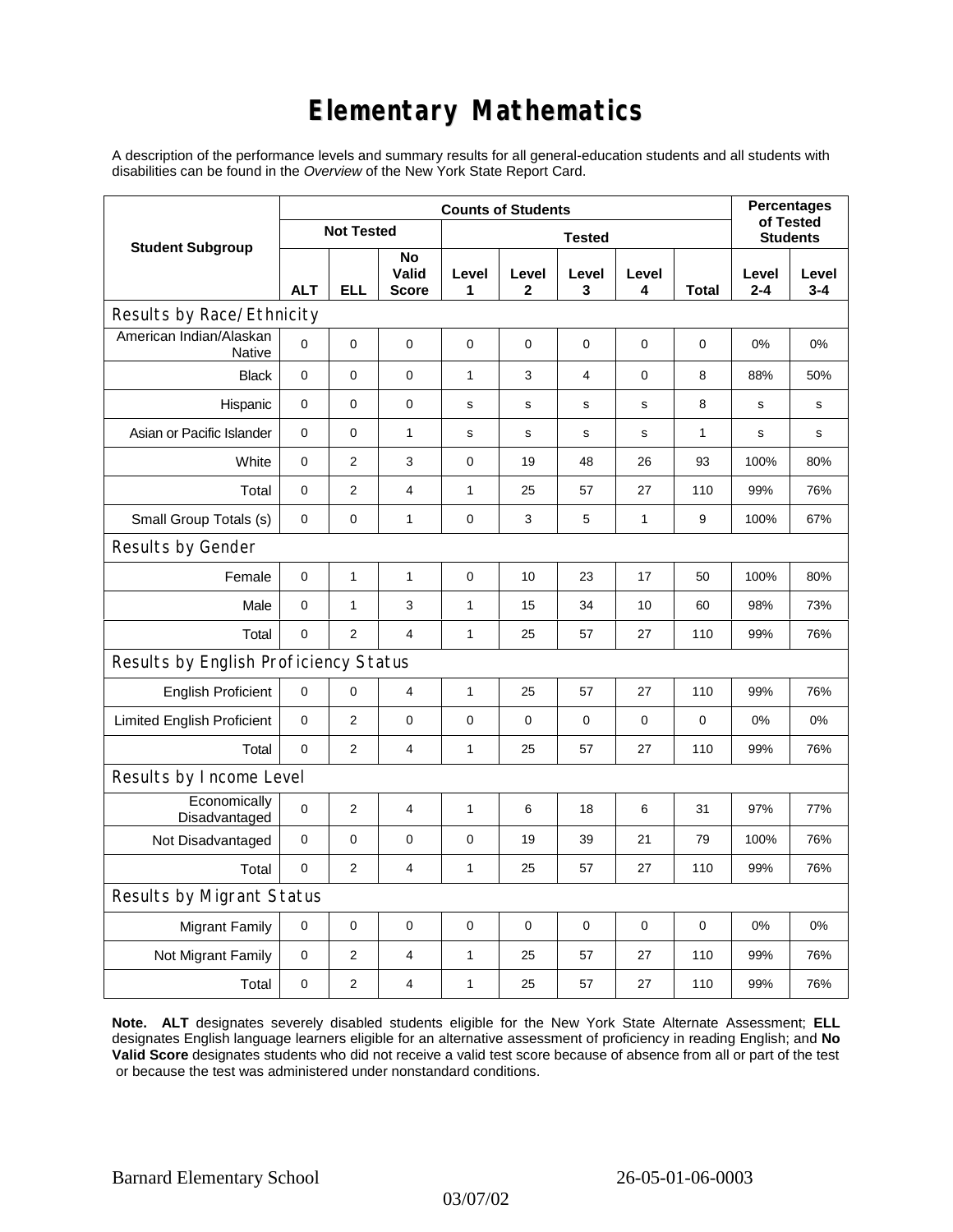# Elementary Mathematics

A description of the performance levels and summary results for all general-education students and all students with disabilities can be found in the *Overview* of the New York State Report Card.

| Student Subgroup | Counts of Students | | | | | | | | Percentages of Tested Students | |
|---|---|---|---|---|---|---|---|---|---|---|
| | Not Tested | | | Tested | | | | | | |
| | ALT | ELL | No Valid Score | Level 1 | Level 2 | Level 3 | Level 4 | Total | Level 2-4 | Level 3-4 |
| **Results by Race/Ethnicity** | | | | | | | | | | |
| American Indian/Alaskan Native | 0 | 0 | 0 | 0 | 0 | 0 | 0 | 0 | 0% | 0% |
| Black | 0 | 0 | 0 | 1 | 3 | 4 | 0 | 8 | 88% | 50% |
| Hispanic | 0 | 0 | 0 | s | s | s | s | 8 | s | s |
| Asian or Pacific Islander | 0 | 0 | 1 | s | s | s | s | 1 | s | s |
| White | 0 | 2 | 3 | 0 | 19 | 48 | 26 | 93 | 100% | 80% |
| Total | 0 | 2 | 4 | 1 | 25 | 57 | 27 | 110 | 99% | 76% |
| Small Group Totals (s) | 0 | 0 | 1 | 0 | 3 | 5 | 1 | 9 | 100% | 67% |
| **Results by Gender** | | | | | | | | | | |
| Female | 0 | 1 | 1 | 0 | 10 | 23 | 17 | 50 | 100% | 80% |
| Male | 0 | 1 | 3 | 1 | 15 | 34 | 10 | 60 | 98% | 73% |
| Total | 0 | 2 | 4 | 1 | 25 | 57 | 27 | 110 | 99% | 76% |
| **Results by English Proficiency Status** | | | | | | | | | | |
| English Proficient | 0 | 0 | 4 | 1 | 25 | 57 | 27 | 110 | 99% | 76% |
| Limited English Proficient | 0 | 2 | 0 | 0 | 0 | 0 | 0 | 0 | 0% | 0% |
| Total | 0 | 2 | 4 | 1 | 25 | 57 | 27 | 110 | 99% | 76% |
| **Results by Income Level** | | | | | | | | | | |
| Economically Disadvantaged | 0 | 2 | 4 | 1 | 6 | 18 | 6 | 31 | 97% | 77% |
| Not Disadvantaged | 0 | 0 | 0 | 0 | 19 | 39 | 21 | 79 | 100% | 76% |
| Total | 0 | 2 | 4 | 1 | 25 | 57 | 27 | 110 | 99% | 76% |
| **Results by Migrant Status** | | | | | | | | | | |
| Migrant Family | 0 | 0 | 0 | 0 | 0 | 0 | 0 | 0 | 0% | 0% |
| Not Migrant Family | 0 | 2 | 4 | 1 | 25 | 57 | 27 | 110 | 99% | 76% |
| Total | 0 | 2 | 4 | 1 | 25 | 57 | 27 | 110 | 99% | 76% |

**Note.** **ALT** designates severely disabled students eligible for the New York State Alternate Assessment; **ELL** designates English language learners eligible for an alternative assessment of proficiency in reading English; and **No Valid Score** designates students who did not receive a valid test score because of absence from all or part of the test or because the test was administered under nonstandard conditions.

Barnard Elementary School 26-05-01-06-0003

03/07/02